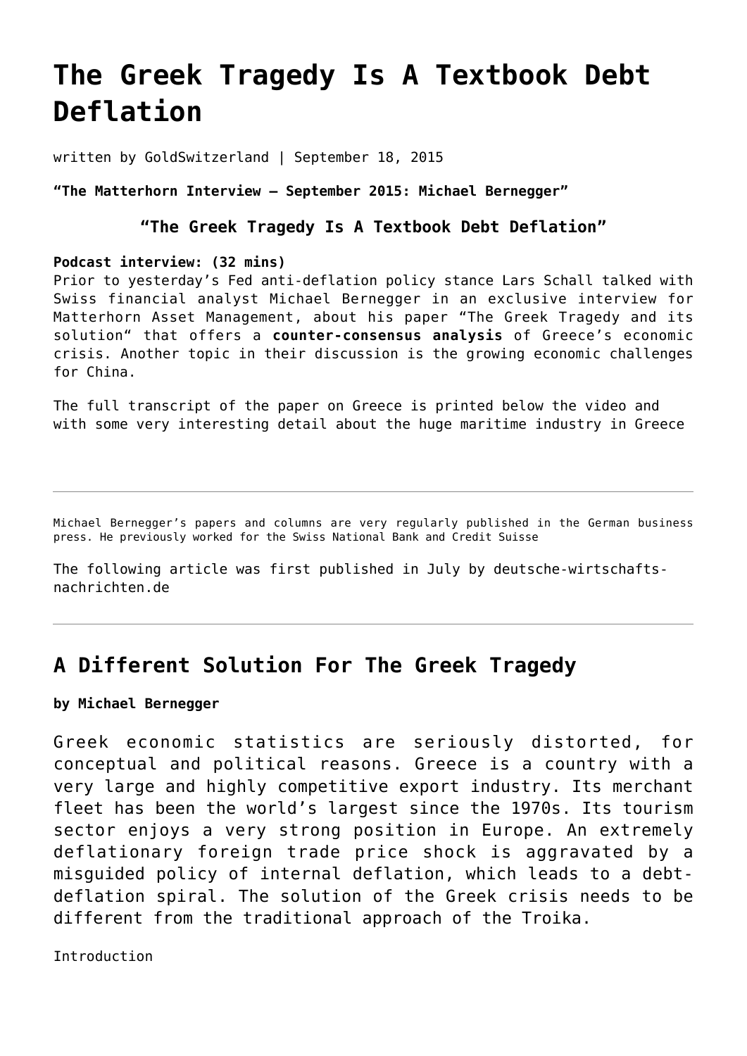# The Greek Tragedy Is A Textbook Debt Deflation

written by GoldSwitzerland | September 18, 2015

**"The Matterhorn Interview – September 2015: Michael Bernegger"**

**"The Greek Tragedy Is A Textbook Debt Deflation"**

**Podcast interview: (32 mins)**
Prior to yesterday's Fed anti-deflation policy stance Lars Schall talked with Swiss financial analyst Michael Bernegger in an exclusive interview for Matterhorn Asset Management, about his paper "The Greek Tragedy and its solution" that offers a **counter-consensus analysis** of Greece's economic crisis. Another topic in their discussion is the growing economic challenges for China.

The full transcript of the paper on Greece is printed below the video and with some very interesting detail about the huge maritime industry in Greece

---

Michael Bernegger's papers and columns are very regularly published in the German business press. He previously worked for the Swiss National Bank and Credit Suisse

The following article was first published in July by deutsche-wirtschafts-nachrichten.de

---

## A Different Solution For The Greek Tragedy

**by Michael Bernegger**

Greek economic statistics are seriously distorted, for conceptual and political reasons. Greece is a country with a very large and highly competitive export industry. Its merchant fleet has been the world's largest since the 1970s. Its tourism sector enjoys a very strong position in Europe. An extremely deflationary foreign trade price shock is aggravated by a misguided policy of internal deflation, which leads to a debt-deflation spiral. The solution of the Greek crisis needs to be different from the traditional approach of the Troika.

Introduction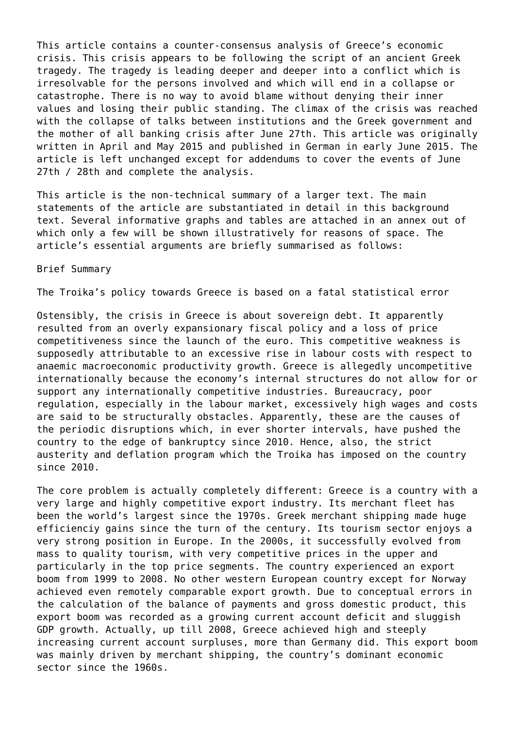This article contains a counter-consensus analysis of Greece's economic crisis. This crisis appears to be following the script of an ancient Greek tragedy. The tragedy is leading deeper and deeper into a conflict which is irresolvable for the persons involved and which will end in a collapse or catastrophe. There is no way to avoid blame without denying their inner values and losing their public standing. The climax of the crisis was reached with the collapse of talks between institutions and the Greek government and the mother of all banking crisis after June 27th. This article was originally written in April and May 2015 and published in German in early June 2015. The article is left unchanged except for addendums to cover the events of June 27th / 28th and complete the analysis.

This article is the non-technical summary of a larger text. The main statements of the article are substantiated in detail in this background text. Several informative graphs and tables are attached in an annex out of which only a few will be shown illustratively for reasons of space. The article's essential arguments are briefly summarised as follows:

## Brief Summary

### The Troika's policy towards Greece is based on a fatal statistical error

Ostensibly, the crisis in Greece is about sovereign debt. It apparently resulted from an overly expansionary fiscal policy and a loss of price competitiveness since the launch of the euro. This competitive weakness is supposedly attributable to an excessive rise in labour costs with respect to anaemic macroeconomic productivity growth. Greece is allegedly uncompetitive internationally because the economy's internal structures do not allow for or support any internationally competitive industries. Bureaucracy, poor regulation, especially in the labour market, excessively high wages and costs are said to be structurally obstacles. Apparently, these are the causes of the periodic disruptions which, in ever shorter intervals, have pushed the country to the edge of bankruptcy since 2010. Hence, also, the strict austerity and deflation program which the Troika has imposed on the country since 2010.

The core problem is actually completely different: Greece is a country with a very large and highly competitive export industry. Its merchant fleet has been the world's largest since the 1970s. Greek merchant shipping made huge efficienciy gains since the turn of the century. Its tourism sector enjoys a very strong position in Europe. In the 2000s, it successfully evolved from mass to quality tourism, with very competitive prices in the upper and particularly in the top price segments. The country experienced an export boom from 1999 to 2008. No other western European country except for Norway achieved even remotely comparable export growth. Due to conceptual errors in the calculation of the balance of payments and gross domestic product, this export boom was recorded as a growing current account deficit and sluggish GDP growth. Actually, up till 2008, Greece achieved high and steeply increasing current account surpluses, more than Germany did. This export boom was mainly driven by merchant shipping, the country's dominant economic sector since the 1960s.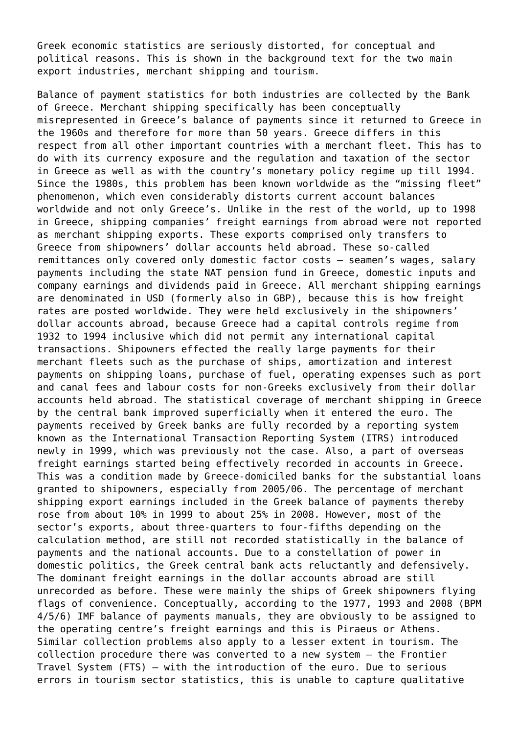Greek economic statistics are seriously distorted, for conceptual and political reasons. This is shown in the background text for the two main export industries, merchant shipping and tourism.

Balance of payment statistics for both industries are collected by the Bank of Greece. Merchant shipping specifically has been conceptually misrepresented in Greece's balance of payments since it returned to Greece in the 1960s and therefore for more than 50 years. Greece differs in this respect from all other important countries with a merchant fleet. This has to do with its currency exposure and the regulation and taxation of the sector in Greece as well as with the country's monetary policy regime up till 1994. Since the 1980s, this problem has been known worldwide as the "missing fleet" phenomenon, which even considerably distorts current account balances worldwide and not only Greece's. Unlike in the rest of the world, up to 1998 in Greece, shipping companies' freight earnings from abroad were not reported as merchant shipping exports. These exports comprised only transfers to Greece from shipowners' dollar accounts held abroad. These so-called remittances only covered only domestic factor costs – seamen's wages, salary payments including the state NAT pension fund in Greece, domestic inputs and company earnings and dividends paid in Greece. All merchant shipping earnings are denominated in USD (formerly also in GBP), because this is how freight rates are posted worldwide. They were held exclusively in the shipowners' dollar accounts abroad, because Greece had a capital controls regime from 1932 to 1994 inclusive which did not permit any international capital transactions. Shipowners effected the really large payments for their merchant fleets such as the purchase of ships, amortization and interest payments on shipping loans, purchase of fuel, operating expenses such as port and canal fees and labour costs for non-Greeks exclusively from their dollar accounts held abroad. The statistical coverage of merchant shipping in Greece by the central bank improved superficially when it entered the euro. The payments received by Greek banks are fully recorded by a reporting system known as the International Transaction Reporting System (ITRS) introduced newly in 1999, which was previously not the case. Also, a part of overseas freight earnings started being effectively recorded in accounts in Greece. This was a condition made by Greece-domiciled banks for the substantial loans granted to shipowners, especially from 2005/06. The percentage of merchant shipping export earnings included in the Greek balance of payments thereby rose from about 10% in 1999 to about 25% in 2008. However, most of the sector's exports, about three-quarters to four-fifths depending on the calculation method, are still not recorded statistically in the balance of payments and the national accounts. Due to a constellation of power in domestic politics, the Greek central bank acts reluctantly and defensively. The dominant freight earnings in the dollar accounts abroad are still unrecorded as before. These were mainly the ships of Greek shipowners flying flags of convenience. Conceptually, according to the 1977, 1993 and 2008 (BPM 4/5/6) IMF balance of payments manuals, they are obviously to be assigned to the operating centre's freight earnings and this is Piraeus or Athens. Similar collection problems also apply to a lesser extent in tourism. The collection procedure there was converted to a new system – the Frontier Travel System (FTS) – with the introduction of the euro. Due to serious errors in tourism sector statistics, this is unable to capture qualitative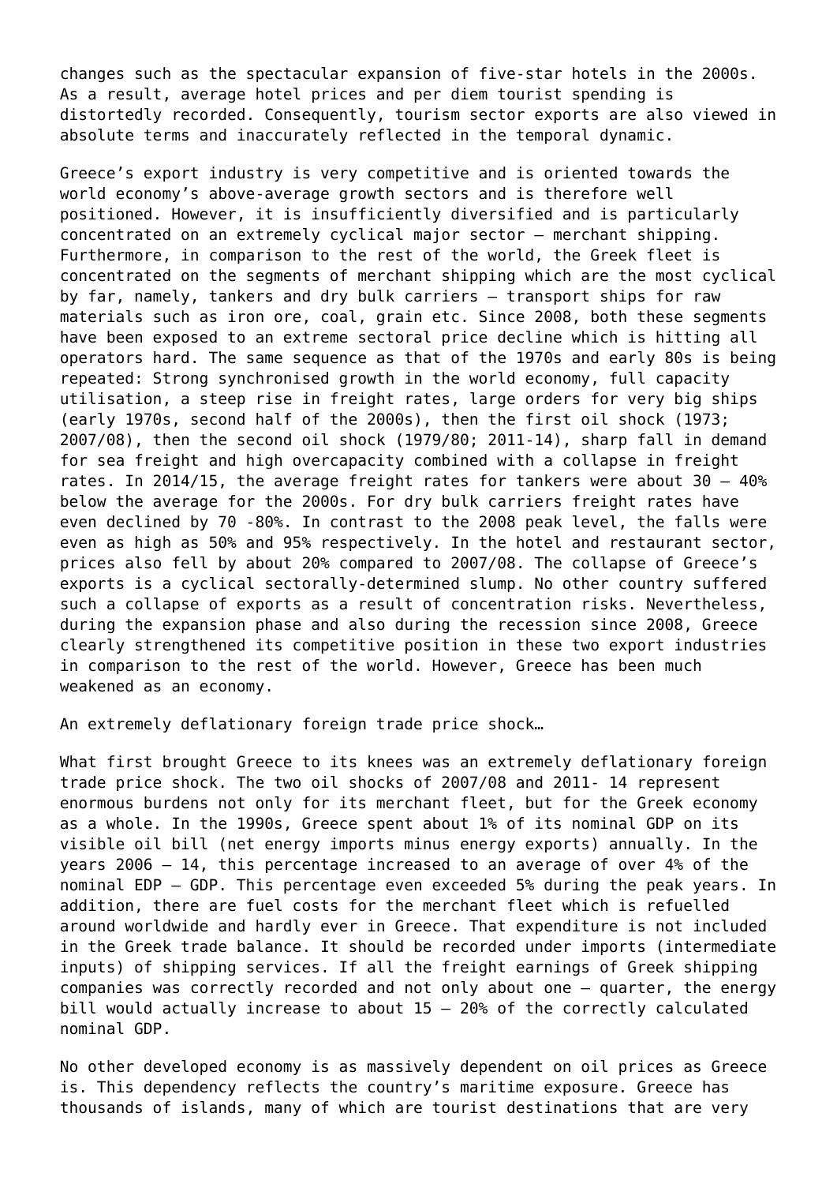changes such as the spectacular expansion of five-star hotels in the 2000s. As a result, average hotel prices and per diem tourist spending is distortedly recorded. Consequently, tourism sector exports are also viewed in absolute terms and inaccurately reflected in the temporal dynamic.

Greece's export industry is very competitive and is oriented towards the world economy's above-average growth sectors and is therefore well positioned. However, it is insufficiently diversified and is particularly concentrated on an extremely cyclical major sector – merchant shipping. Furthermore, in comparison to the rest of the world, the Greek fleet is concentrated on the segments of merchant shipping which are the most cyclical by far, namely, tankers and dry bulk carriers – transport ships for raw materials such as iron ore, coal, grain etc. Since 2008, both these segments have been exposed to an extreme sectoral price decline which is hitting all operators hard. The same sequence as that of the 1970s and early 80s is being repeated: Strong synchronised growth in the world economy, full capacity utilisation, a steep rise in freight rates, large orders for very big ships (early 1970s, second half of the 2000s), then the first oil shock (1973; 2007/08), then the second oil shock (1979/80; 2011-14), sharp fall in demand for sea freight and high overcapacity combined with a collapse in freight rates. In 2014/15, the average freight rates for tankers were about 30 – 40% below the average for the 2000s. For dry bulk carriers freight rates have even declined by 70 -80%. In contrast to the 2008 peak level, the falls were even as high as 50% and 95% respectively. In the hotel and restaurant sector, prices also fell by about 20% compared to 2007/08. The collapse of Greece's exports is a cyclical sectorally-determined slump. No other country suffered such a collapse of exports as a result of concentration risks. Nevertheless, during the expansion phase and also during the recession since 2008, Greece clearly strengthened its competitive position in these two export industries in comparison to the rest of the world. However, Greece has been much weakened as an economy.

An extremely deflationary foreign trade price shock…

What first brought Greece to its knees was an extremely deflationary foreign trade price shock. The two oil shocks of 2007/08 and 2011- 14 represent enormous burdens not only for its merchant fleet, but for the Greek economy as a whole. In the 1990s, Greece spent about 1% of its nominal GDP on its visible oil bill (net energy imports minus energy exports) annually. In the years 2006 – 14, this percentage increased to an average of over 4% of the nominal EDP – GDP. This percentage even exceeded 5% during the peak years. In addition, there are fuel costs for the merchant fleet which is refuelled around worldwide and hardly ever in Greece. That expenditure is not included in the Greek trade balance. It should be recorded under imports (intermediate inputs) of shipping services. If all the freight earnings of Greek shipping companies was correctly recorded and not only about one – quarter, the energy bill would actually increase to about 15 – 20% of the correctly calculated nominal GDP.

No other developed economy is as massively dependent on oil prices as Greece is. This dependency reflects the country's maritime exposure. Greece has thousands of islands, many of which are tourist destinations that are very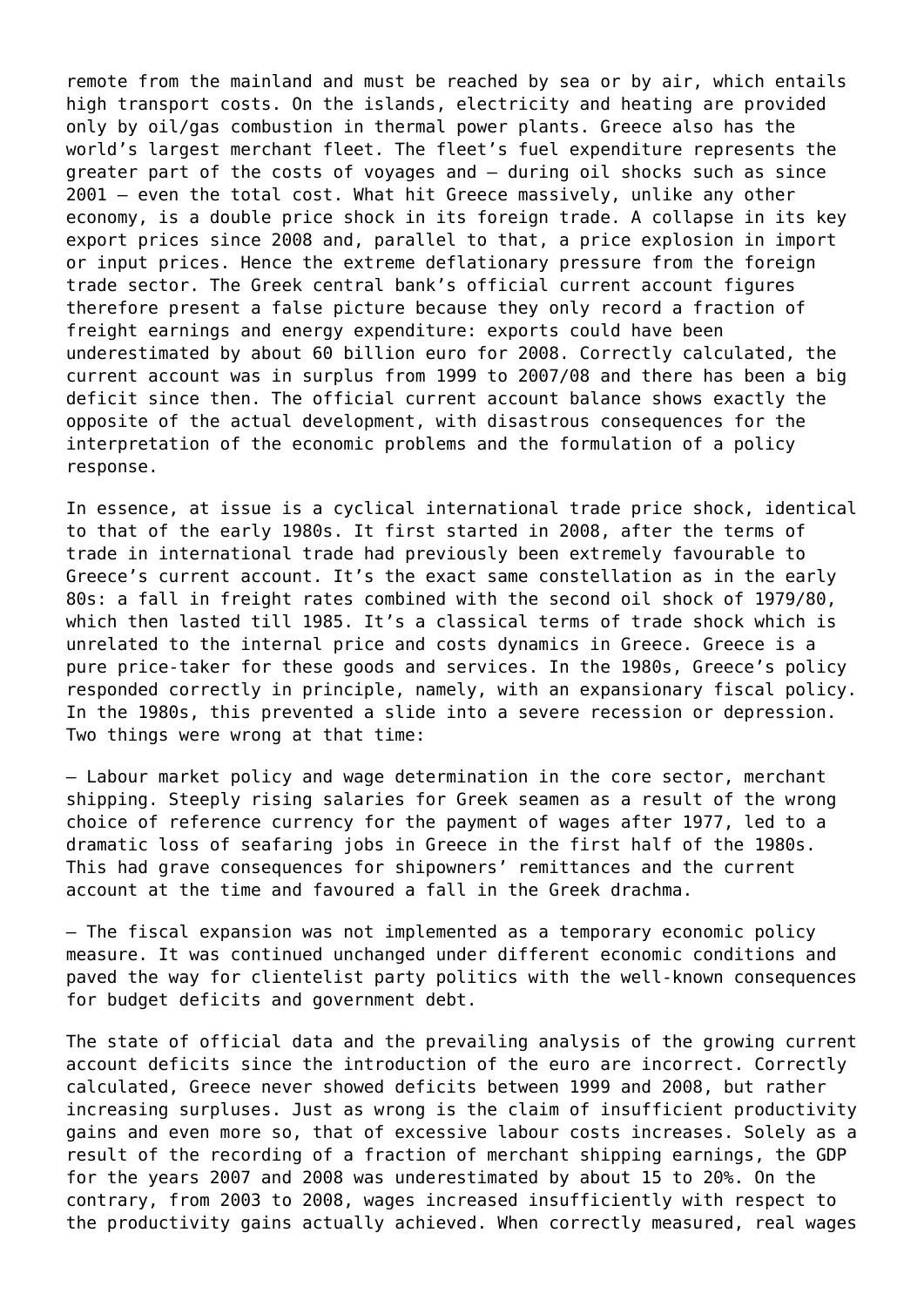remote from the mainland and must be reached by sea or by air, which entails high transport costs. On the islands, electricity and heating are provided only by oil/gas combustion in thermal power plants. Greece also has the world's largest merchant fleet. The fleet's fuel expenditure represents the greater part of the costs of voyages and – during oil shocks such as since 2001 – even the total cost. What hit Greece massively, unlike any other economy, is a double price shock in its foreign trade. A collapse in its key export prices since 2008 and, parallel to that, a price explosion in import or input prices. Hence the extreme deflationary pressure from the foreign trade sector. The Greek central bank's official current account figures therefore present a false picture because they only record a fraction of freight earnings and energy expenditure: exports could have been underestimated by about 60 billion euro for 2008. Correctly calculated, the current account was in surplus from 1999 to 2007/08 and there has been a big deficit since then. The official current account balance shows exactly the opposite of the actual development, with disastrous consequences for the interpretation of the economic problems and the formulation of a policy response.

In essence, at issue is a cyclical international trade price shock, identical to that of the early 1980s. It first started in 2008, after the terms of trade in international trade had previously been extremely favourable to Greece's current account. It's the exact same constellation as in the early 80s: a fall in freight rates combined with the second oil shock of 1979/80, which then lasted till 1985. It's a classical terms of trade shock which is unrelated to the internal price and costs dynamics in Greece. Greece is a pure price-taker for these goods and services. In the 1980s, Greece's policy responded correctly in principle, namely, with an expansionary fiscal policy. In the 1980s, this prevented a slide into a severe recession or depression. Two things were wrong at that time:

– Labour market policy and wage determination in the core sector, merchant shipping. Steeply rising salaries for Greek seamen as a result of the wrong choice of reference currency for the payment of wages after 1977, led to a dramatic loss of seafaring jobs in Greece in the first half of the 1980s. This had grave consequences for shipowners' remittances and the current account at the time and favoured a fall in the Greek drachma.

– The fiscal expansion was not implemented as a temporary economic policy measure. It was continued unchanged under different economic conditions and paved the way for clientelist party politics with the well-known consequences for budget deficits and government debt.

The state of official data and the prevailing analysis of the growing current account deficits since the introduction of the euro are incorrect. Correctly calculated, Greece never showed deficits between 1999 and 2008, but rather increasing surpluses. Just as wrong is the claim of insufficient productivity gains and even more so, that of excessive labour costs increases. Solely as a result of the recording of a fraction of merchant shipping earnings, the GDP for the years 2007 and 2008 was underestimated by about 15 to 20%. On the contrary, from 2003 to 2008, wages increased insufficiently with respect to the productivity gains actually achieved. When correctly measured, real wages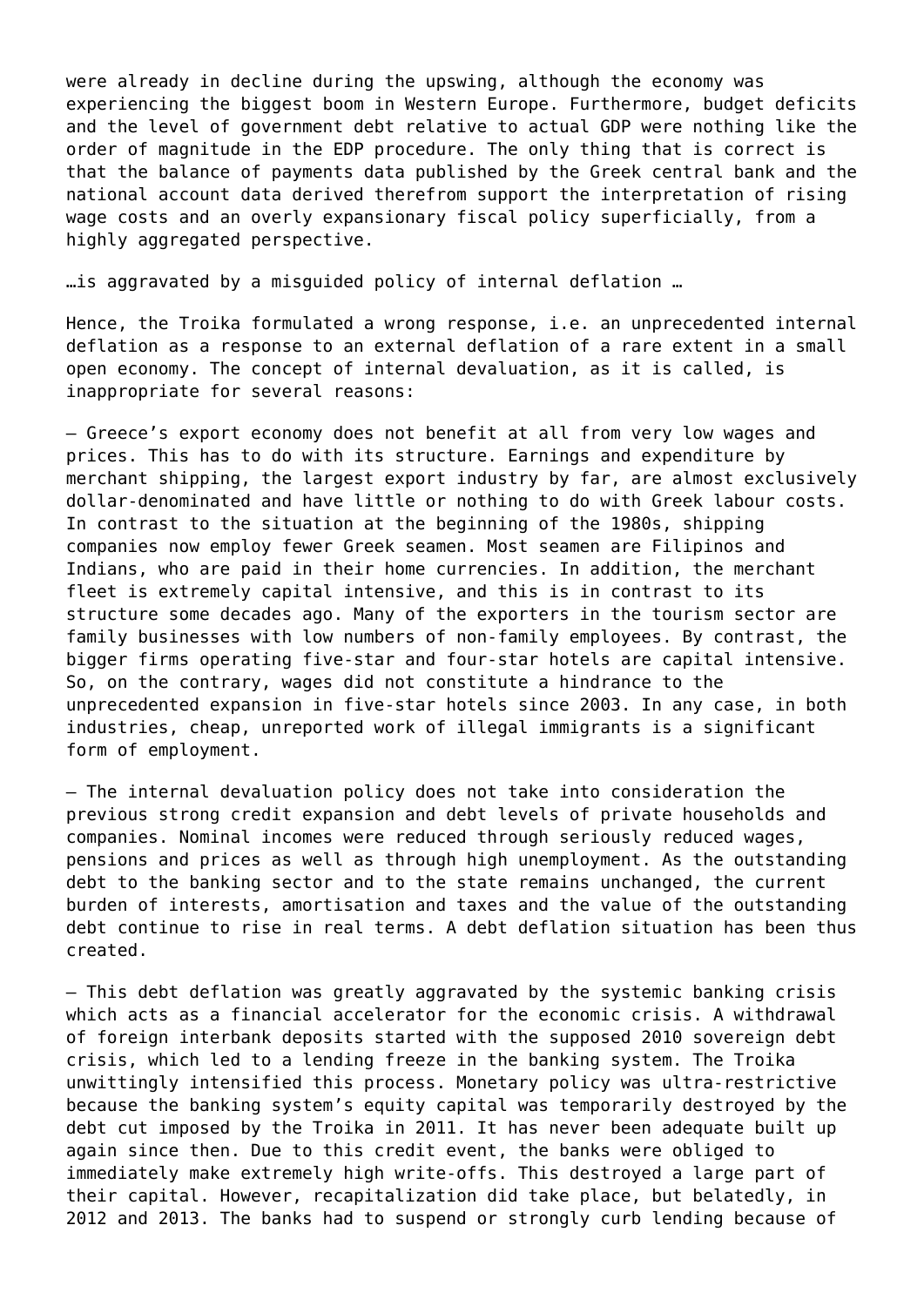were already in decline during the upswing, although the economy was experiencing the biggest boom in Western Europe. Furthermore, budget deficits and the level of government debt relative to actual GDP were nothing like the order of magnitude in the EDP procedure. The only thing that is correct is that the balance of payments data published by the Greek central bank and the national account data derived therefrom support the interpretation of rising wage costs and an overly expansionary fiscal policy superficially, from a highly aggregated perspective.

…is aggravated by a misguided policy of internal deflation …

Hence, the Troika formulated a wrong response, i.e. an unprecedented internal deflation as a response to an external deflation of a rare extent in a small open economy. The concept of internal devaluation, as it is called, is inappropriate for several reasons:

– Greece's export economy does not benefit at all from very low wages and prices. This has to do with its structure. Earnings and expenditure by merchant shipping, the largest export industry by far, are almost exclusively dollar-denominated and have little or nothing to do with Greek labour costs. In contrast to the situation at the beginning of the 1980s, shipping companies now employ fewer Greek seamen. Most seamen are Filipinos and Indians, who are paid in their home currencies. In addition, the merchant fleet is extremely capital intensive, and this is in contrast to its structure some decades ago. Many of the exporters in the tourism sector are family businesses with low numbers of non-family employees. By contrast, the bigger firms operating five-star and four-star hotels are capital intensive. So, on the contrary, wages did not constitute a hindrance to the unprecedented expansion in five-star hotels since 2003. In any case, in both industries, cheap, unreported work of illegal immigrants is a significant form of employment.

– The internal devaluation policy does not take into consideration the previous strong credit expansion and debt levels of private households and companies. Nominal incomes were reduced through seriously reduced wages, pensions and prices as well as through high unemployment. As the outstanding debt to the banking sector and to the state remains unchanged, the current burden of interests, amortisation and taxes and the value of the outstanding debt continue to rise in real terms. A debt deflation situation has been thus created.

– This debt deflation was greatly aggravated by the systemic banking crisis which acts as a financial accelerator for the economic crisis. A withdrawal of foreign interbank deposits started with the supposed 2010 sovereign debt crisis, which led to a lending freeze in the banking system. The Troika unwittingly intensified this process. Monetary policy was ultra-restrictive because the banking system's equity capital was temporarily destroyed by the debt cut imposed by the Troika in 2011. It has never been adequate built up again since then. Due to this credit event, the banks were obliged to immediately make extremely high write-offs. This destroyed a large part of their capital. However, recapitalization did take place, but belatedly, in 2012 and 2013. The banks had to suspend or strongly curb lending because of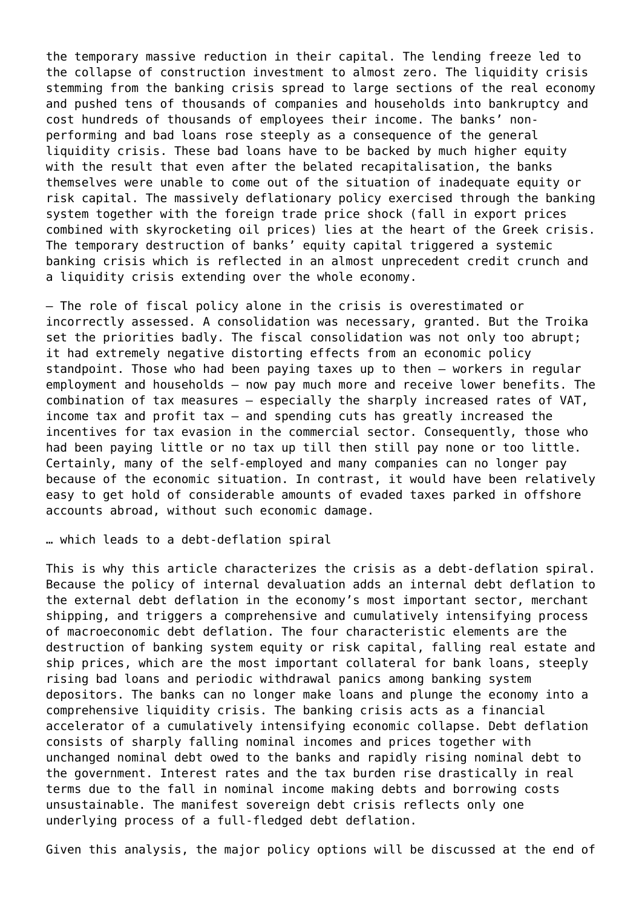the temporary massive reduction in their capital. The lending freeze led to the collapse of construction investment to almost zero. The liquidity crisis stemming from the banking crisis spread to large sections of the real economy and pushed tens of thousands of companies and households into bankruptcy and cost hundreds of thousands of employees their income. The banks' non-performing and bad loans rose steeply as a consequence of the general liquidity crisis. These bad loans have to be backed by much higher equity with the result that even after the belated recapitalisation, the banks themselves were unable to come out of the situation of inadequate equity or risk capital. The massively deflationary policy exercised through the banking system together with the foreign trade price shock (fall in export prices combined with skyrocketing oil prices) lies at the heart of the Greek crisis. The temporary destruction of banks' equity capital triggered a systemic banking crisis which is reflected in an almost unprecedent credit crunch and a liquidity crisis extending over the whole economy.

– The role of fiscal policy alone in the crisis is overestimated or incorrectly assessed. A consolidation was necessary, granted. But the Troika set the priorities badly. The fiscal consolidation was not only too abrupt; it had extremely negative distorting effects from an economic policy standpoint. Those who had been paying taxes up to then – workers in regular employment and households – now pay much more and receive lower benefits. The combination of tax measures – especially the sharply increased rates of VAT, income tax and profit tax – and spending cuts has greatly increased the incentives for tax evasion in the commercial sector. Consequently, those who had been paying little or no tax up till then still pay none or too little. Certainly, many of the self-employed and many companies can no longer pay because of the economic situation. In contrast, it would have been relatively easy to get hold of considerable amounts of evaded taxes parked in offshore accounts abroad, without such economic damage.

… which leads to a debt-deflation spiral

This is why this article characterizes the crisis as a debt-deflation spiral. Because the policy of internal devaluation adds an internal debt deflation to the external debt deflation in the economy's most important sector, merchant shipping, and triggers a comprehensive and cumulatively intensifying process of macroeconomic debt deflation. The four characteristic elements are the destruction of banking system equity or risk capital, falling real estate and ship prices, which are the most important collateral for bank loans, steeply rising bad loans and periodic withdrawal panics among banking system depositors. The banks can no longer make loans and plunge the economy into a comprehensive liquidity crisis. The banking crisis acts as a financial accelerator of a cumulatively intensifying economic collapse. Debt deflation consists of sharply falling nominal incomes and prices together with unchanged nominal debt owed to the banks and rapidly rising nominal debt to the government. Interest rates and the tax burden rise drastically in real terms due to the fall in nominal income making debts and borrowing costs unsustainable. The manifest sovereign debt crisis reflects only one underlying process of a full-fledged debt deflation.

Given this analysis, the major policy options will be discussed at the end of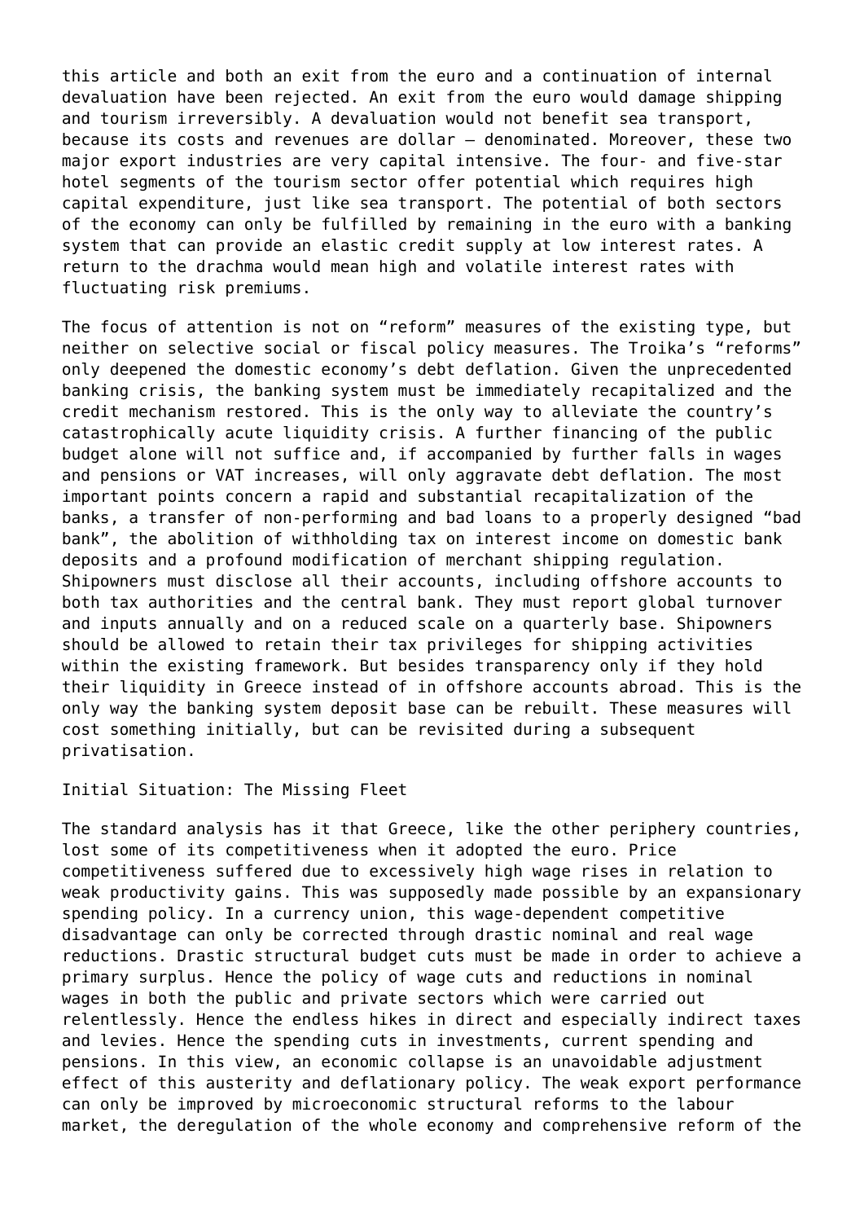this article and both an exit from the euro and a continuation of internal devaluation have been rejected. An exit from the euro would damage shipping and tourism irreversibly. A devaluation would not benefit sea transport, because its costs and revenues are dollar – denominated. Moreover, these two major export industries are very capital intensive. The four- and five-star hotel segments of the tourism sector offer potential which requires high capital expenditure, just like sea transport. The potential of both sectors of the economy can only be fulfilled by remaining in the euro with a banking system that can provide an elastic credit supply at low interest rates. A return to the drachma would mean high and volatile interest rates with fluctuating risk premiums.

The focus of attention is not on "reform" measures of the existing type, but neither on selective social or fiscal policy measures. The Troika's "reforms" only deepened the domestic economy's debt deflation. Given the unprecedented banking crisis, the banking system must be immediately recapitalized and the credit mechanism restored. This is the only way to alleviate the country's catastrophically acute liquidity crisis. A further financing of the public budget alone will not suffice and, if accompanied by further falls in wages and pensions or VAT increases, will only aggravate debt deflation. The most important points concern a rapid and substantial recapitalization of the banks, a transfer of non-performing and bad loans to a properly designed "bad bank", the abolition of withholding tax on interest income on domestic bank deposits and a profound modification of merchant shipping regulation. Shipowners must disclose all their accounts, including offshore accounts to both tax authorities and the central bank. They must report global turnover and inputs annually and on a reduced scale on a quarterly base. Shipowners should be allowed to retain their tax privileges for shipping activities within the existing framework. But besides transparency only if they hold their liquidity in Greece instead of in offshore accounts abroad. This is the only way the banking system deposit base can be rebuilt. These measures will cost something initially, but can be revisited during a subsequent privatisation.

## Initial Situation: The Missing Fleet

The standard analysis has it that Greece, like the other periphery countries, lost some of its competitiveness when it adopted the euro. Price competitiveness suffered due to excessively high wage rises in relation to weak productivity gains. This was supposedly made possible by an expansionary spending policy. In a currency union, this wage-dependent competitive disadvantage can only be corrected through drastic nominal and real wage reductions. Drastic structural budget cuts must be made in order to achieve a primary surplus. Hence the policy of wage cuts and reductions in nominal wages in both the public and private sectors which were carried out relentlessly. Hence the endless hikes in direct and especially indirect taxes and levies. Hence the spending cuts in investments, current spending and pensions. In this view, an economic collapse is an unavoidable adjustment effect of this austerity and deflationary policy. The weak export performance can only be improved by microeconomic structural reforms to the labour market, the deregulation of the whole economy and comprehensive reform of the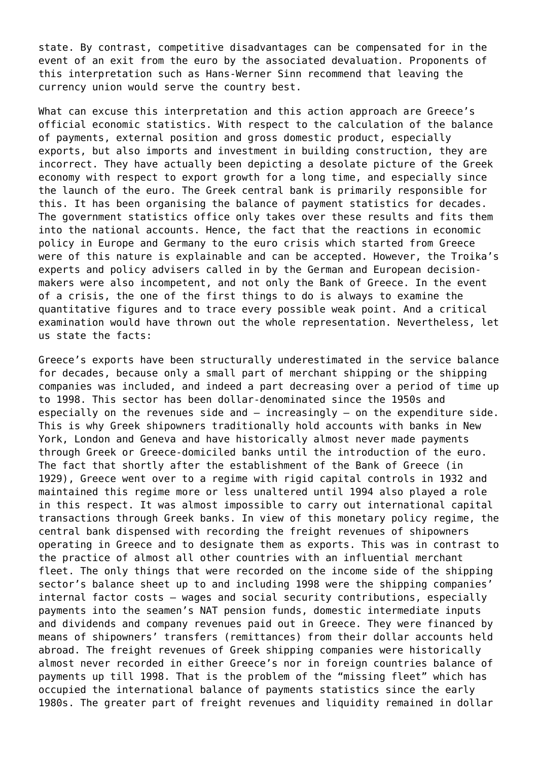state. By contrast, competitive disadvantages can be compensated for in the event of an exit from the euro by the associated devaluation. Proponents of this interpretation such as Hans-Werner Sinn recommend that leaving the currency union would serve the country best.

What can excuse this interpretation and this action approach are Greece's official economic statistics. With respect to the calculation of the balance of payments, external position and gross domestic product, especially exports, but also imports and investment in building construction, they are incorrect. They have actually been depicting a desolate picture of the Greek economy with respect to export growth for a long time, and especially since the launch of the euro. The Greek central bank is primarily responsible for this. It has been organising the balance of payment statistics for decades. The government statistics office only takes over these results and fits them into the national accounts. Hence, the fact that the reactions in economic policy in Europe and Germany to the euro crisis which started from Greece were of this nature is explainable and can be accepted. However, the Troika's experts and policy advisers called in by the German and European decision-makers were also incompetent, and not only the Bank of Greece. In the event of a crisis, the one of the first things to do is always to examine the quantitative figures and to trace every possible weak point. And a critical examination would have thrown out the whole representation. Nevertheless, let us state the facts:

Greece's exports have been structurally underestimated in the service balance for decades, because only a small part of merchant shipping or the shipping companies was included, and indeed a part decreasing over a period of time up to 1998. This sector has been dollar-denominated since the 1950s and especially on the revenues side and – increasingly – on the expenditure side. This is why Greek shipowners traditionally hold accounts with banks in New York, London and Geneva and have historically almost never made payments through Greek or Greece-domiciled banks until the introduction of the euro. The fact that shortly after the establishment of the Bank of Greece (in 1929), Greece went over to a regime with rigid capital controls in 1932 and maintained this regime more or less unaltered until 1994 also played a role in this respect. It was almost impossible to carry out international capital transactions through Greek banks. In view of this monetary policy regime, the central bank dispensed with recording the freight revenues of shipowners operating in Greece and to designate them as exports. This was in contrast to the practice of almost all other countries with an influential merchant fleet. The only things that were recorded on the income side of the shipping sector's balance sheet up to and including 1998 were the shipping companies' internal factor costs – wages and social security contributions, especially payments into the seamen's NAT pension funds, domestic intermediate inputs and dividends and company revenues paid out in Greece. They were financed by means of shipowners' transfers (remittances) from their dollar accounts held abroad. The freight revenues of Greek shipping companies were historically almost never recorded in either Greece's nor in foreign countries balance of payments up till 1998. That is the problem of the "missing fleet" which has occupied the international balance of payments statistics since the early 1980s. The greater part of freight revenues and liquidity remained in dollar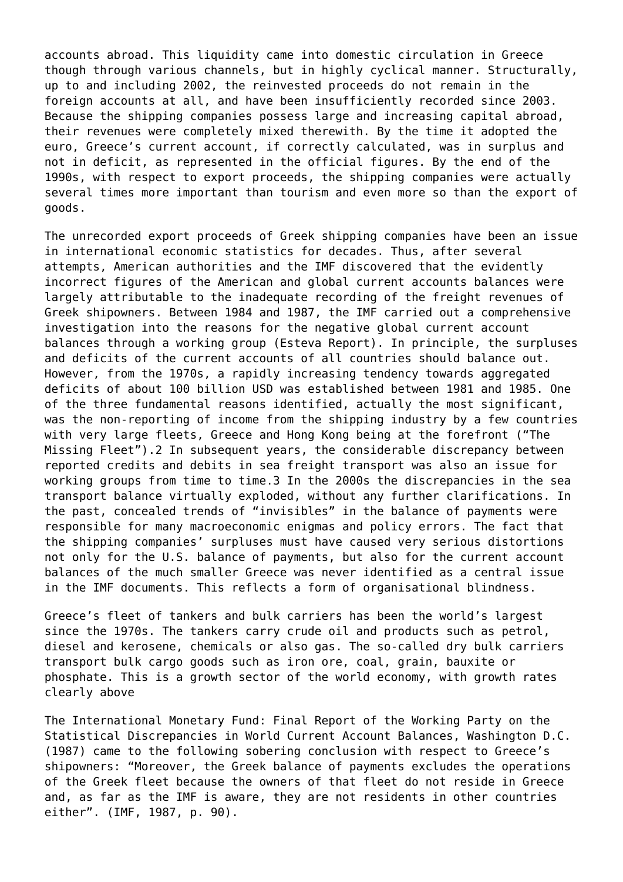accounts abroad. This liquidity came into domestic circulation in Greece though through various channels, but in highly cyclical manner. Structurally, up to and including 2002, the reinvested proceeds do not remain in the foreign accounts at all, and have been insufficiently recorded since 2003. Because the shipping companies possess large and increasing capital abroad, their revenues were completely mixed therewith. By the time it adopted the euro, Greece's current account, if correctly calculated, was in surplus and not in deficit, as represented in the official figures. By the end of the 1990s, with respect to export proceeds, the shipping companies were actually several times more important than tourism and even more so than the export of goods.

The unrecorded export proceeds of Greek shipping companies have been an issue in international economic statistics for decades. Thus, after several attempts, American authorities and the IMF discovered that the evidently incorrect figures of the American and global current accounts balances were largely attributable to the inadequate recording of the freight revenues of Greek shipowners. Between 1984 and 1987, the IMF carried out a comprehensive investigation into the reasons for the negative global current account balances through a working group (Esteva Report). In principle, the surpluses and deficits of the current accounts of all countries should balance out. However, from the 1970s, a rapidly increasing tendency towards aggregated deficits of about 100 billion USD was established between 1981 and 1985. One of the three fundamental reasons identified, actually the most significant, was the non-reporting of income from the shipping industry by a few countries with very large fleets, Greece and Hong Kong being at the forefront ("The Missing Fleet").[2] In subsequent years, the considerable discrepancy between reported credits and debits in sea freight transport was also an issue for working groups from time to time.[3] In the 2000s the discrepancies in the sea transport balance virtually exploded, without any further clarifications. In the past, concealed trends of "invisibles" in the balance of payments were responsible for many macroeconomic enigmas and policy errors. The fact that the shipping companies' surpluses must have caused very serious distortions not only for the U.S. balance of payments, but also for the current account balances of the much smaller Greece was never identified as a central issue in the IMF documents. This reflects a form of organisational blindness.

Greece's fleet of tankers and bulk carriers has been the world's largest since the 1970s. The tankers carry crude oil and products such as petrol, diesel and kerosene, chemicals or also gas. The so-called dry bulk carriers transport bulk cargo goods such as iron ore, coal, grain, bauxite or phosphate. This is a growth sector of the world economy, with growth rates clearly above

The International Monetary Fund: Final Report of the Working Party on the Statistical Discrepancies in World Current Account Balances, Washington D.C. (1987) came to the following sobering conclusion with respect to Greece's shipowners: "Moreover, the Greek balance of payments excludes the operations of the Greek fleet because the owners of that fleet do not reside in Greece and, as far as the IMF is aware, they are not residents in other countries either". (IMF, 1987, p. 90).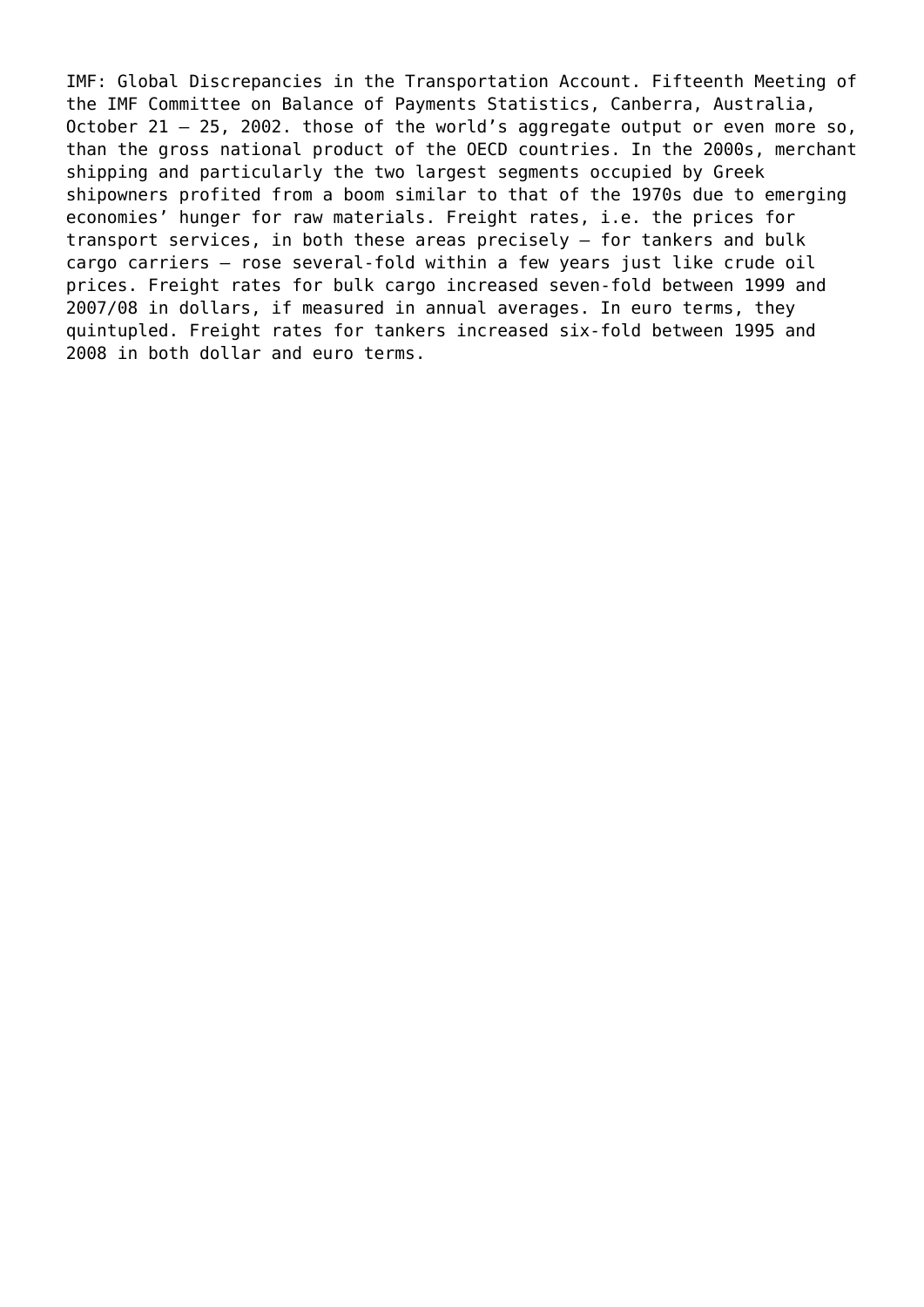IMF: Global Discrepancies in the Transportation Account. Fifteenth Meeting of the IMF Committee on Balance of Payments Statistics, Canberra, Australia, October 21 – 25, 2002. those of the world's aggregate output or even more so, than the gross national product of the OECD countries. In the 2000s, merchant shipping and particularly the two largest segments occupied by Greek shipowners profited from a boom similar to that of the 1970s due to emerging economies' hunger for raw materials. Freight rates, i.e. the prices for transport services, in both these areas precisely – for tankers and bulk cargo carriers – rose several-fold within a few years just like crude oil prices. Freight rates for bulk cargo increased seven-fold between 1999 and 2007/08 in dollars, if measured in annual averages. In euro terms, they quintupled. Freight rates for tankers increased six-fold between 1995 and 2008 in both dollar and euro terms.